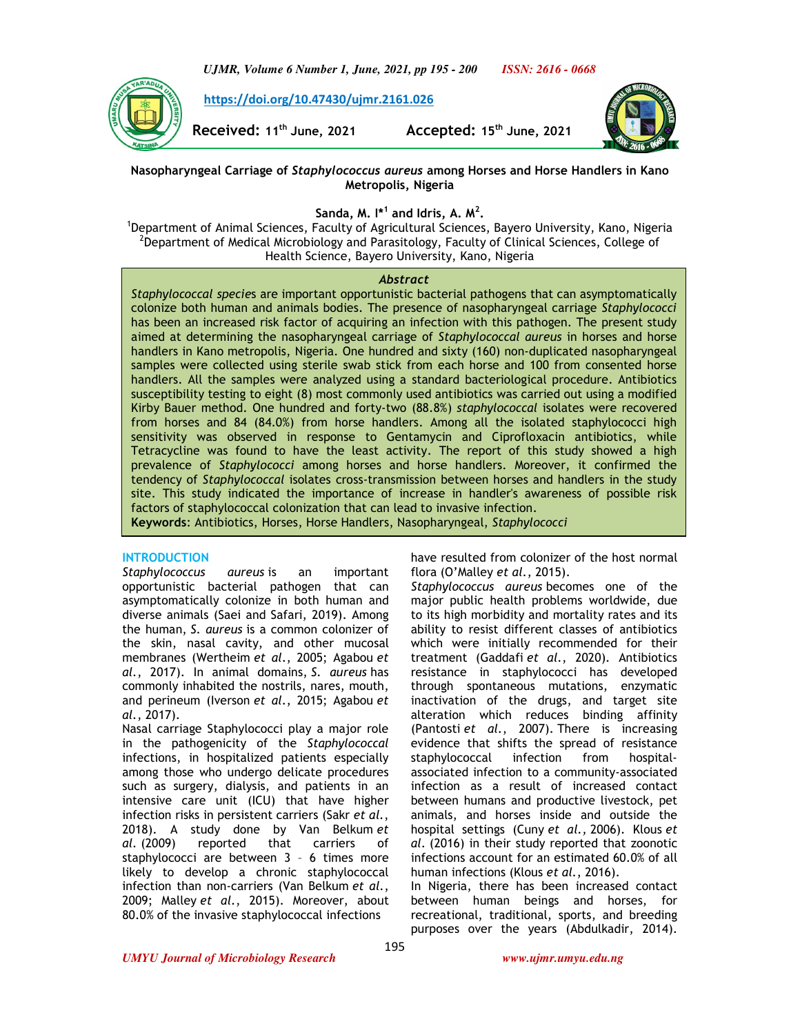https://doi.org/10.47430/ujmr.2161.026

**Received:** 11th June, 2021 **Accepted:** 15th June, 2021

# Nasopharyngeal Carriage of *Staphylococcus aureus* among Horses and Horse Handlers in Kano Metropolis, Nigeria

**Sanda, M. I*[1] and Idris, A. M[2].**

[1]Department of Animal Sciences, Faculty of Agricultural Sciences, Bayero University, Kano, Nigeria
[2]Department of Medical Microbiology and Parasitology, Faculty of Clinical Sciences, College of Health Science, Bayero University, Kano, Nigeria

## Abstract

*Staphylococcal species* are important opportunistic bacterial pathogens that can asymptomatically colonize both human and animals bodies. The presence of nasopharyngeal carriage *Staphylococci* has been an increased risk factor of acquiring an infection with this pathogen. The present study aimed at determining the nasopharyngeal carriage of *Staphylococcal aureus* in horses and horse handlers in Kano metropolis, Nigeria. One hundred and sixty (160) non-duplicated nasopharyngeal samples were collected using sterile swab stick from each horse and 100 from consented horse handlers. All the samples were analyzed using a standard bacteriological procedure. Antibiotics susceptibility testing to eight (8) most commonly used antibiotics was carried out using a modified Kirby Bauer method. One hundred and forty-two (88.8%) *staphylococcal* isolates were recovered from horses and 84 (84.0%) from horse handlers. Among all the isolated staphylococci high sensitivity was observed in response to Gentamycin and Ciprofloxacin antibiotics, while Tetracycline was found to have the least activity. The report of this study showed a high prevalence of *Staphylococci* among horses and horse handlers. Moreover, it confirmed the tendency of *Staphylococcal* isolates cross-transmission between horses and handlers in the study site. This study indicated the importance of increase in handler's awareness of possible risk factors of staphylococcal colonization that can lead to invasive infection.

**Keywords**: Antibiotics, Horses, Horse Handlers, Nasopharyngeal, *Staphylococci*

## INTRODUCTION

*Staphylococcus aureus* is an important opportunistic bacterial pathogen that can asymptomatically colonize in both human and diverse animals (Saei and Safari, 2019). Among the human, *S. aureus* is a common colonizer of the skin, nasal cavity, and other mucosal membranes (Wertheim *et al.*, 2005; Agabou *et al.*, 2017). In animal domains, *S. aureus* has commonly inhabited the nostrils, nares, mouth, and perineum (Iverson *et al.*, 2015; Agabou *et al.*, 2017).

Nasal carriage Staphylococci play a major role in the pathogenicity of the *Staphylococcal* infections, in hospitalized patients especially among those who undergo delicate procedures such as surgery, dialysis, and patients in an intensive care unit (ICU) that have higher infection risks in persistent carriers (Sakr *et al.*, 2018). A study done by Van Belkum *et al.* (2009) reported that carriers of staphylococci are between 3 – 6 times more likely to develop a chronic staphylococcal infection than non-carriers (Van Belkum *et al.*, 2009; Malley *et al.*, 2015). Moreover, about 80.0% of the invasive staphylococcal infections have resulted from colonizer of the host normal flora (O'Malley *et al.*, 2015).

*Staphylococcus aureus* becomes one of the major public health problems worldwide, due to its high morbidity and mortality rates and its ability to resist different classes of antibiotics which were initially recommended for their treatment (Gaddafi *et al.*, 2020). Antibiotics resistance in staphylococci has developed through spontaneous mutations, enzymatic inactivation of the drugs, and target site alteration which reduces binding affinity (Pantosti *et al.*, 2007). There is increasing evidence that shifts the spread of resistance staphylococcal infection from hospital-associated infection to a community-associated infection as a result of increased contact between humans and productive livestock, pet animals, and horses inside and outside the hospital settings (Cuny *et al.,* 2006). Klous *et al.* (2016) in their study reported that zoonotic infections account for an estimated 60.0% of all human infections (Klous *et al.,* 2016).

In Nigeria, there has been increased contact between human beings and horses, for recreational, traditional, sports, and breeding purposes over the years (Abdulkadir, 2014).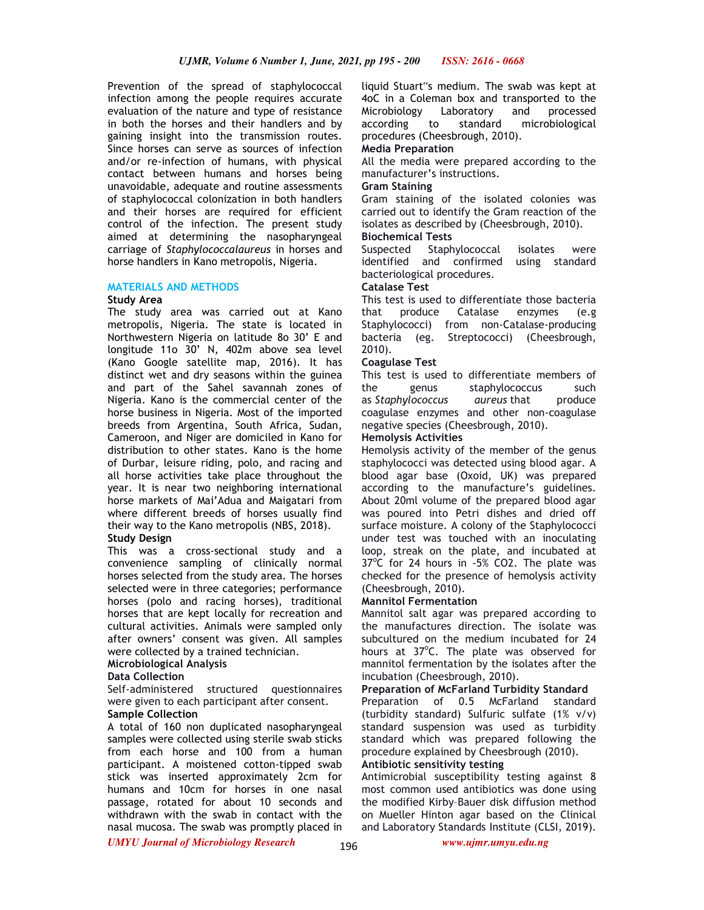Prevention of the spread of staphylococcal infection among the people requires accurate evaluation of the nature and type of resistance in both the horses and their handlers and by gaining insight into the transmission routes. Since horses can serve as sources of infection and/or re-infection of humans, with physical contact between humans and horses being unavoidable, adequate and routine assessments of staphylococcal colonization in both handlers and their horses are required for efficient control of the infection. The present study aimed at determining the nasopharyngeal carriage of *Staphylococcalaureus* in horses and horse handlers in Kano metropolis, Nigeria.

## MATERIALS AND METHODS

### Study Area

The study area was carried out at Kano metropolis, Nigeria. The state is located in Northwestern Nigeria on latitude 8o 30' E and longitude 11o 30' N, 402m above sea level (Kano Google satellite map, 2016). It has distinct wet and dry seasons within the guinea and part of the Sahel savannah zones of Nigeria. Kano is the commercial center of the horse business in Nigeria. Most of the imported breeds from Argentina, South Africa, Sudan, Cameroon, and Niger are domiciled in Kano for distribution to other states. Kano is the home of Durbar, leisure riding, polo, and racing and all horse activities take place throughout the year. It is near two neighboring international horse markets of Mai'Adua and Maigatari from where different breeds of horses usually find their way to the Kano metropolis (NBS, 2018).

### Study Design

This was a cross-sectional study and a convenience sampling of clinically normal horses selected from the study area. The horses selected were in three categories; performance horses (polo and racing horses), traditional horses that are kept locally for recreation and cultural activities. Animals were sampled only after owners' consent was given. All samples were collected by a trained technician.

### Microbiological Analysis

### Data Collection

Self-administered structured questionnaires were given to each participant after consent.

### Sample Collection

A total of 160 non duplicated nasopharyngeal samples were collected using sterile swab sticks from each horse and 100 from a human participant. A moistened cotton-tipped swab stick was inserted approximately 2cm for humans and 10cm for horses in one nasal passage, rotated for about 10 seconds and withdrawn with the swab in contact with the nasal mucosa. The swab was promptly placed in liquid Stuart"s medium. The swab was kept at 4oC in a Coleman box and transported to the Microbiology Laboratory and processed according to standard microbiological procedures (Cheesbrough, 2010).

### Media Preparation

All the media were prepared according to the manufacturer's instructions.

### Gram Staining

Gram staining of the isolated colonies was carried out to identify the Gram reaction of the isolates as described by (Cheesbrough, 2010).

### Biochemical Tests

Suspected Staphylococcal isolates were identified and confirmed using standard bacteriological procedures.

### Catalase Test

This test is used to differentiate those bacteria that produce Catalase enzymes (e.g Staphylococci) from non-Catalase-producing bacteria (eg. Streptococci) (Cheesbrough, 2010).

### Coagulase Test

This test is used to differentiate members of the genus staphylococcus such as *Staphylococcus aureus* that produce coagulase enzymes and other non-coagulase negative species (Cheesbrough, 2010).

### Hemolysis Activities

Hemolysis activity of the member of the genus staphylococci was detected using blood agar. A blood agar base (Oxoid, UK) was prepared according to the manufacture's guidelines. About 20ml volume of the prepared blood agar was poured into Petri dishes and dried off surface moisture. A colony of the Staphylococci under test was touched with an inoculating loop, streak on the plate, and incubated at 37$^{o}$C for 24 hours in -5% CO2. The plate was checked for the presence of hemolysis activity (Cheesbrough, 2010).

### Mannitol Fermentation

Mannitol salt agar was prepared according to the manufactures direction. The isolate was subcultured on the medium incubated for 24 hours at 37$^{o}$C. The plate was observed for mannitol fermentation by the isolates after the incubation (Cheesbrough, 2010).

### Preparation of McFarland Turbidity Standard

Preparation of 0.5 McFarland standard (turbidity standard) Sulfuric sulfate (1% v/v) standard suspension was used as turbidity standard which was prepared following the procedure explained by Cheesbrough (2010).

### Antibiotic sensitivity testing

Antimicrobial susceptibility testing against 8 most common used antibiotics was done using the modified Kirby–Bauer disk diffusion method on Mueller Hinton agar based on the Clinical and Laboratory Standards Institute (CLSI, 2019).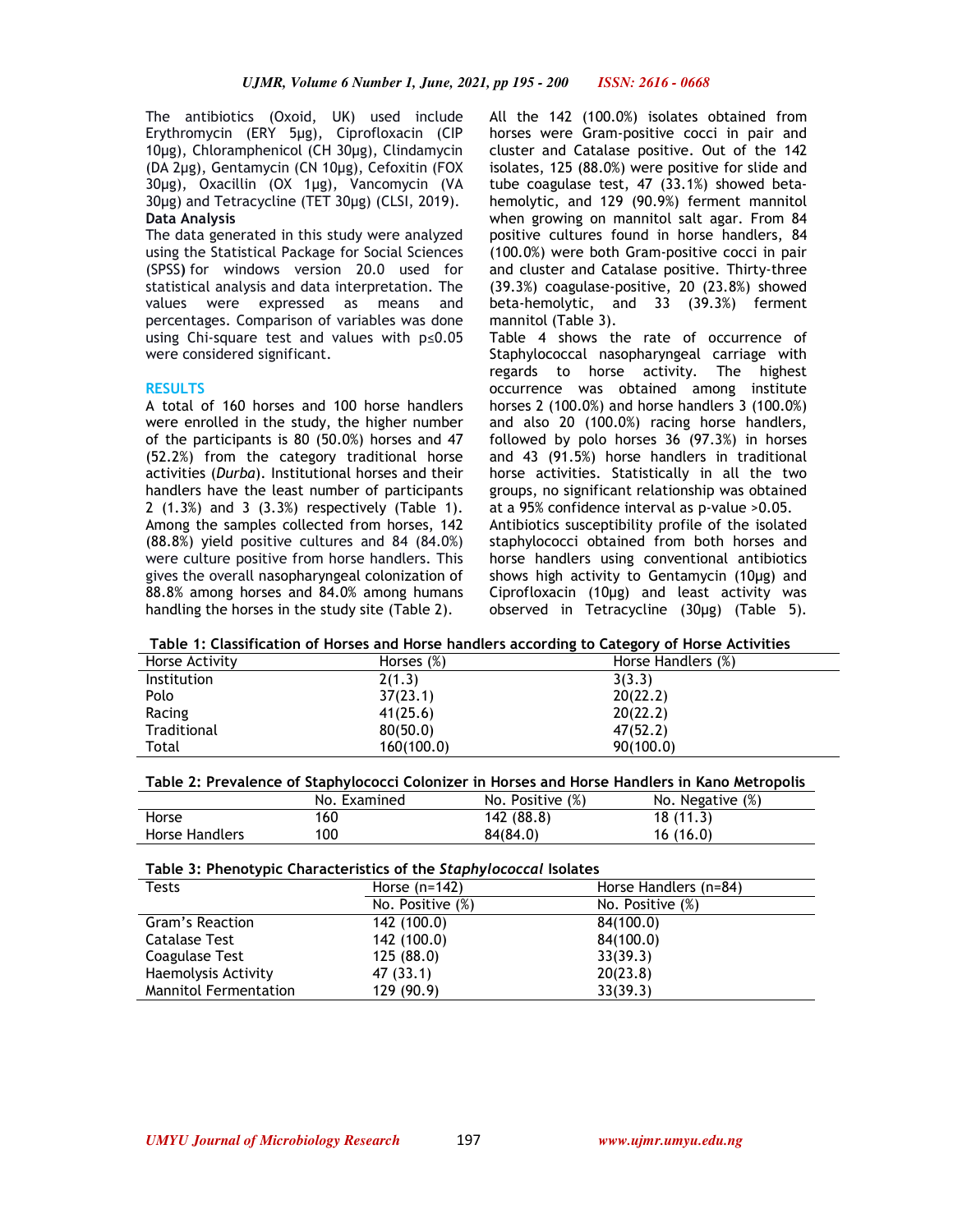The antibiotics (Oxoid, UK) used include Erythromycin (ERY 5µg), Ciprofloxacin (CIP 10µg), Chloramphenicol (CH 30µg), Clindamycin (DA 2µg), Gentamycin (CN 10µg), Cefoxitin (FOX 30µg), Oxacillin (OX 1µg), Vancomycin (VA 30µg) and Tetracycline (TET 30µg) (CLSI, 2019).

**Data Analysis**

The data generated in this study were analyzed using the Statistical Package for Social Sciences (SPSS) for windows version 20.0 used for statistical analysis and data interpretation. The values were expressed as means and percentages. Comparison of variables was done using Chi-square test and values with $p \leq 0.05$ were considered significant.

## RESULTS

A total of 160 horses and 100 horse handlers were enrolled in the study, the higher number of the participants is 80 (50.0%) horses and 47 (52.2%) from the category traditional horse activities (*Durba*). Institutional horses and their handlers have the least number of participants 2 (1.3%) and 3 (3.3%) respectively (Table 1). Among the samples collected from horses, 142 (88.8%) yield positive cultures and 84 (84.0%) were culture positive from horse handlers. This gives the overall nasopharyngeal colonization of 88.8% among horses and 84.0% among humans handling the horses in the study site (Table 2).

All the 142 (100.0%) isolates obtained from horses were Gram-positive cocci in pair and cluster and Catalase positive. Out of the 142 isolates, 125 (88.0%) were positive for slide and tube coagulase test, 47 (33.1%) showed beta-hemolytic, and 129 (90.9%) ferment mannitol when growing on mannitol salt agar. From 84 positive cultures found in horse handlers, 84 (100.0%) were both Gram-positive cocci in pair and cluster and Catalase positive. Thirty-three (39.3%) coagulase-positive, 20 (23.8%) showed beta-hemolytic, and 33 (39.3%) ferment mannitol (Table 3).

Table 4 shows the rate of occurrence of Staphylococcal nasopharyngeal carriage with regards to horse activity. The highest occurrence was obtained among institute horses 2 (100.0%) and horse handlers 3 (100.0%) and also 20 (100.0%) racing horse handlers, followed by polo horses 36 (97.3%) in horses and 43 (91.5%) horse handlers in traditional horse activities. Statistically in all the two groups, no significant relationship was obtained at a 95% confidence interval as p-value >0.05.

Antibiotics susceptibility profile of the isolated staphylococci obtained from both horses and horse handlers using conventional antibiotics shows high activity to Gentamycin (10µg) and Ciprofloxacin (10µg) and least activity was observed in Tetracycline (30µg) (Table 5).

**Table 1: Classification of Horses and Horse handlers according to Category of Horse Activities**

| Horse Activity | Horses (%) | Horse Handlers (%) |
|---|---|---|
| Institution | 2(1.3) | 3(3.3) |
| Polo | 37(23.1) | 20(22.2) |
| Racing | 41(25.6) | 20(22.2) |
| Traditional | 80(50.0) | 47(52.2) |
| Total | 160(100.0) | 90(100.0) |

**Table 2: Prevalence of Staphylococci Colonizer in Horses and Horse Handlers in Kano Metropolis**

| | No. Examined | No. Positive (%) | No. Negative (%) |
|---|---|---|---|
| Horse | 160 | 142 (88.8) | 18 (11.3) |
| Horse Handlers | 100 | 84(84.0) | 16 (16.0) |

**Table 3: Phenotypic Characteristics of the *Staphylococcal* Isolates**

| Tests | Horse (n=142) | Horse Handlers (n=84) |
|---|---|---|
| | No. Positive (%) | No. Positive (%) |
| Gram's Reaction | 142 (100.0) | 84(100.0) |
| Catalase Test | 142 (100.0) | 84(100.0) |
| Coagulase Test | 125 (88.0) | 33(39.3) |
| Haemolysis Activity | 47 (33.1) | 20(23.8) |
| Mannitol Fermentation | 129 (90.9) | 33(39.3) |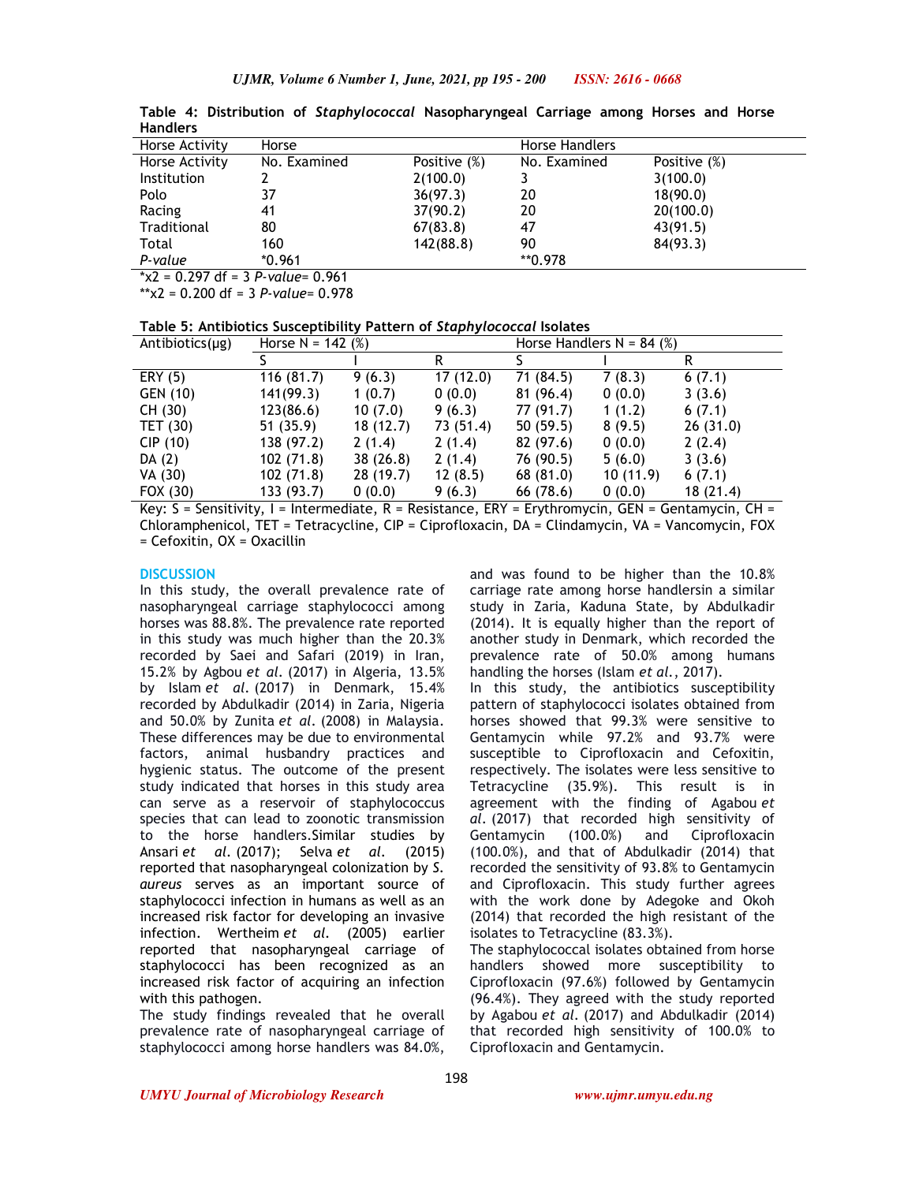**Table 4: Distribution of *Staphylococcal* Nasopharyngeal Carriage among Horses and Horse Handlers**

| Horse Activity | Horse | | Horse Handlers | |
|---|---|---|---|---|
| Horse Activity | No. Examined | Positive (%) | No. Examined | Positive (%) |
| Institution | 2 | 2(100.0) | 3 | 3(100.0) |
| Polo | 37 | 36(97.3) | 20 | 18(90.0) |
| Racing | 41 | 37(90.2) | 20 | 20(100.0) |
| Traditional | 80 | 67(83.8) | 47 | 43(91.5) |
| Total | 160 | 142(88.8) | 90 | 84(93.3) |
| *P-value* | *0.961 | | **0.978 | |

*$x^2$ = 0.297 df = 3 *P-value*= 0.961

**$x^2$ = 0.200 df = 3 *P-value*= 0.978

**Table 5: Antibiotics Susceptibility Pattern of *Staphylococcal* Isolates**

| Antibiotics(µg) | Horse N = 142 (%) | | | Horse Handlers N = 84 (%) | | |
|---|---|---|---|---|---|---|
| | S | I | R | S | I | R |
| ERY (5) | 116 (81.7) | 9 (6.3) | 17 (12.0) | 71 (84.5) | 7 (8.3) | 6 (7.1) |
| GEN (10) | 141(99.3) | 1 (0.7) | 0 (0.0) | 81 (96.4) | 0 (0.0) | 3 (3.6) |
| CH (30) | 123(86.6) | 10 (7.0) | 9 (6.3) | 77 (91.7) | 1 (1.2) | 6 (7.1) |
| TET (30) | 51 (35.9) | 18 (12.7) | 73 (51.4) | 50 (59.5) | 8 (9.5) | 26 (31.0) |
| CIP (10) | 138 (97.2) | 2 (1.4) | 2 (1.4) | 82 (97.6) | 0 (0.0) | 2 (2.4) |
| DA (2) | 102 (71.8) | 38 (26.8) | 2 (1.4) | 76 (90.5) | 5 (6.0) | 3 (3.6) |
| VA (30) | 102 (71.8) | 28 (19.7) | 12 (8.5) | 68 (81.0) | 10 (11.9) | 6 (7.1) |
| FOX (30) | 133 (93.7) | 0 (0.0) | 9 (6.3) | 66 (78.6) | 0 (0.0) | 18 (21.4) |

Key: S = Sensitivity, I = Intermediate, R = Resistance, ERY = Erythromycin, GEN = Gentamycin, CH = Chloramphenicol, TET = Tetracycline, CIP = Ciprofloxacin, DA = Clindamycin, VA = Vancomycin, FOX = Cefoxitin, OX = Oxacillin

## DISCUSSION

In this study, the overall prevalence rate of nasopharyngeal carriage staphylococci among horses was 88.8%. The prevalence rate reported in this study was much higher than the 20.3% recorded by Saei and Safari (2019) in Iran, 15.2% by Agbou *et al*. (2017) in Algeria, 13.5% by Islam *et al*. (2017) in Denmark, 15.4% recorded by Abdulkadir (2014) in Zaria, Nigeria and 50.0% by Zunita *et al*. (2008) in Malaysia. These differences may be due to environmental factors, animal husbandry practices and hygienic status. The outcome of the present study indicated that horses in this study area can serve as a reservoir of staphylococcus species that can lead to zoonotic transmission to the horse handlers.Similar studies by Ansari *et al*. (2017); Selva *et al*. (2015) reported that nasopharyngeal colonization by *S. aureus* serves as an important source of staphylococci infection in humans as well as an increased risk factor for developing an invasive infection. Wertheim *et al*. (2005) earlier reported that nasopharyngeal carriage of staphylococci has been recognized as an increased risk factor of acquiring an infection with this pathogen.

The study findings revealed that he overall prevalence rate of nasopharyngeal carriage of staphylococci among horse handlers was 84.0%, and was found to be higher than the 10.8% carriage rate among horse handlersin a similar study in Zaria, Kaduna State, by Abdulkadir (2014). It is equally higher than the report of another study in Denmark, which recorded the prevalence rate of 50.0% among humans handling the horses (Islam *et al.*, 2017).

In this study, the antibiotics susceptibility pattern of staphylococci isolates obtained from horses showed that 99.3% were sensitive to Gentamycin while 97.2% and 93.7% were susceptible to Ciprofloxacin and Cefoxitin, respectively. The isolates were less sensitive to Tetracycline (35.9%). This result is in agreement with the finding of Agabou *et al*. (2017) that recorded high sensitivity of Gentamycin (100.0%) and Ciprofloxacin (100.0%), and that of Abdulkadir (2014) that recorded the sensitivity of 93.8% to Gentamycin and Ciprofloxacin. This study further agrees with the work done by Adegoke and Okoh (2014) that recorded the high resistant of the isolates to Tetracycline (83.3%).

The staphylococcal isolates obtained from horse handlers showed more susceptibility to Ciprofloxacin (97.6%) followed by Gentamycin (96.4%). They agreed with the study reported by Agabou *et al*. (2017) and Abdulkadir (2014) that recorded high sensitivity of 100.0% to Ciprofloxacin and Gentamycin.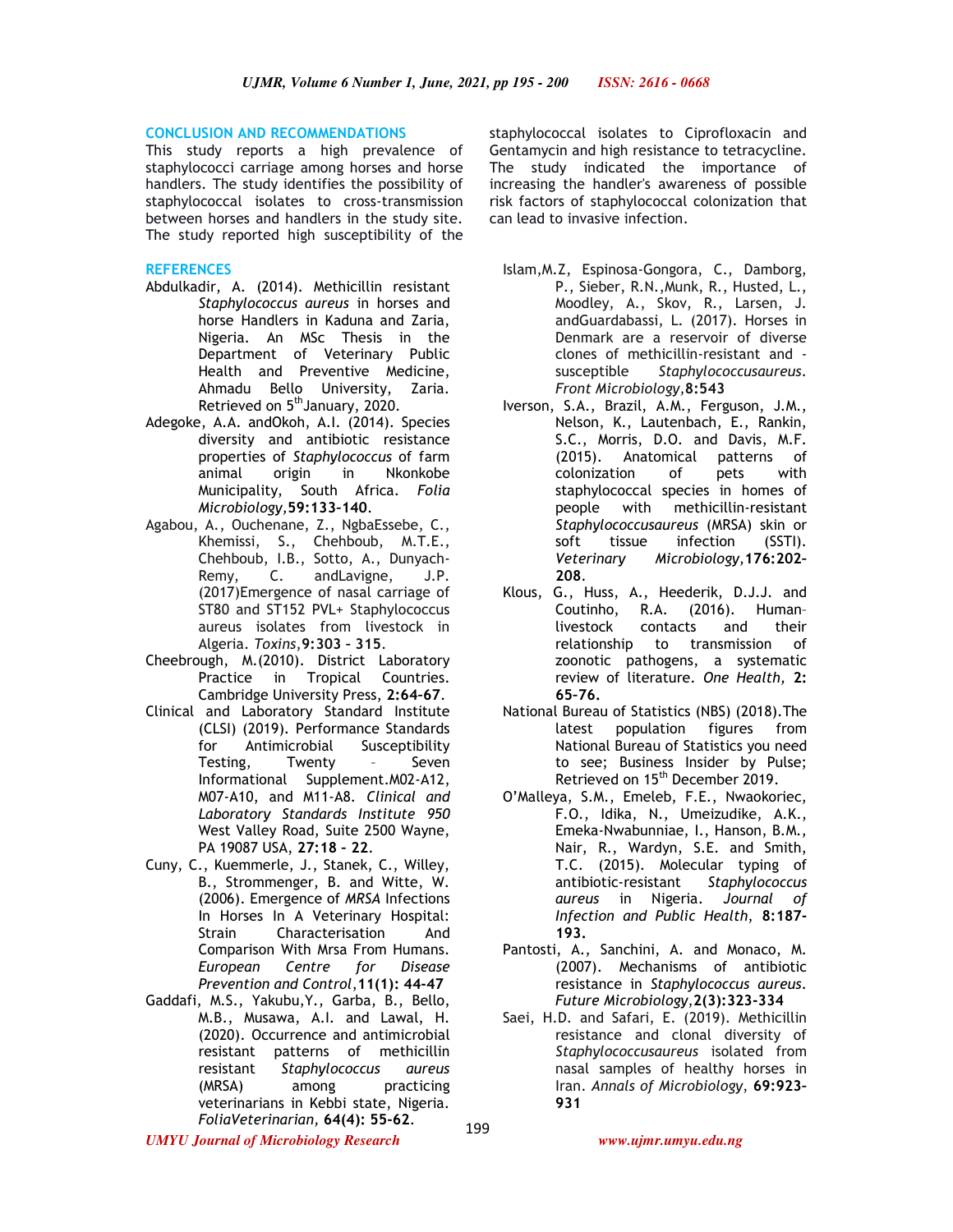## CONCLUSION AND RECOMMENDATIONS

This study reports a high prevalence of staphylococci carriage among horses and horse handlers. The study identifies the possibility of staphylococcal isolates to cross-transmission between horses and handlers in the study site. The study reported high susceptibility of the staphylococcal isolates to Ciprofloxacin and Gentamycin and high resistance to tetracycline. The study indicated the importance of increasing the handler's awareness of possible risk factors of staphylococcal colonization that can lead to invasive infection.

## REFERENCES

Abdulkadir, A. (2014). Methicillin resistant *Staphylococcus aureus* in horses and horse Handlers in Kaduna and Zaria, Nigeria. An MSc Thesis in the Department of Veterinary Public Health and Preventive Medicine, Ahmadu Bello University, Zaria. Retrieved on 5th January, 2020.

Adegoke, A.A. andOkoh, A.I. (2014). Species diversity and antibiotic resistance properties of *Staphylococcus* of farm animal origin in Nkonkobe Municipality, South Africa. *Folia Microbiology*,**59:133-140**.

Agabou, A., Ouchenane, Z., NgbaEssebe, C., Khemissi, S., Chehboub, M.T.E., Chehboub, I.B., Sotto, A., Dunyach-Remy, C. andLavigne, J.P. (2017)Emergence of nasal carriage of ST80 and ST152 PVL+ Staphylococcus aureus isolates from livestock in Algeria. *Toxins*,**9:303 – 315**.

Cheebrough, M.(2010). District Laboratory Practice in Tropical Countries. Cambridge University Press, **2:64-67**.

Clinical and Laboratory Standard Institute (CLSI) (2019). Performance Standards for Antimicrobial Susceptibility Testing, Twenty – Seven Informational Supplement.M02-A12, M07-A10, and M11-A8. *Clinical and Laboratory Standards Institute 950* West Valley Road, Suite 2500 Wayne, PA 19087 USA, **27:18 – 22**.

Cuny, C., Kuemmerle, J., Stanek, C., Willey, B., Strommenger, B. and Witte, W. (2006). Emergence of *MRSA* Infections In Horses In A Veterinary Hospital: Strain Characterisation And Comparison With Mrsa From Humans. *European Centre for Disease Prevention and Control*,**11(1): 44-47**

Gaddafi, M.S., Yakubu,Y., Garba, B., Bello, M.B., Musawa, A.I. and Lawal, H. (2020). Occurrence and antimicrobial resistant patterns of methicillin resistant *Staphylococcus aureus* (MRSA) among practicing veterinarians in Kebbi state, Nigeria. *FoliaVeterinarian,* **64(4): 55-62**.

Islam,M.Z, Espinosa-Gongora, C., Damborg, P., Sieber, R.N.,Munk, R., Husted, L., Moodley, A., Skov, R., Larsen, J. andGuardabassi, L. (2017). Horses in Denmark are a reservoir of diverse clones of methicillin-resistant and -susceptible *Staphylococcusaureus*. *Front Microbiology*,**8:543**

Iverson, S.A., Brazil, A.M., Ferguson, J.M., Nelson, K., Lautenbach, E., Rankin, S.C., Morris, D.O. and Davis, M.F. (2015). Anatomical patterns of colonization of pets with staphylococcal species in homes of people with methicillin-resistant *Staphylococcusaureus* (MRSA) skin or soft tissue infection (SSTI). *Veterinary Microbiology*,**176:202-208**.

Klous, G., Huss, A., Heederik, D.J.J. and Coutinho, R.A. (2016). Human-livestock contacts and their relationship to transmission of zoonotic pathogens, a systematic review of literature. *One Health,* **2: 65-76.**

National Bureau of Statistics (NBS) (2018).The latest population figures from National Bureau of Statistics you need to see; Business Insider by Pulse; Retrieved on 15th December 2019.

O'Malleya, S.M., Emeleb, F.E., Nwaokoriec, F.O., Idika, N., Umeizudike, A.K., Emeka-Nwabunniae, I., Hanson, B.M., Nair, R., Wardyn, S.E. and Smith, T.C. (2015). Molecular typing of antibiotic-resistant *Staphylococcus aureus* in Nigeria. *Journal of Infection and Public Health*, **8:187-193.**

Pantosti, A., Sanchini, A. and Monaco, M. (2007). Mechanisms of antibiotic resistance in *Staphylococcus aureus*. *Future Microbiology*,**2(3):323-334**

Saei, H.D. and Safari, E. (2019). Methicillin resistance and clonal diversity of *Staphylococcusaureus* isolated from nasal samples of healthy horses in Iran. *Annals of Microbiology*, **69:923-931**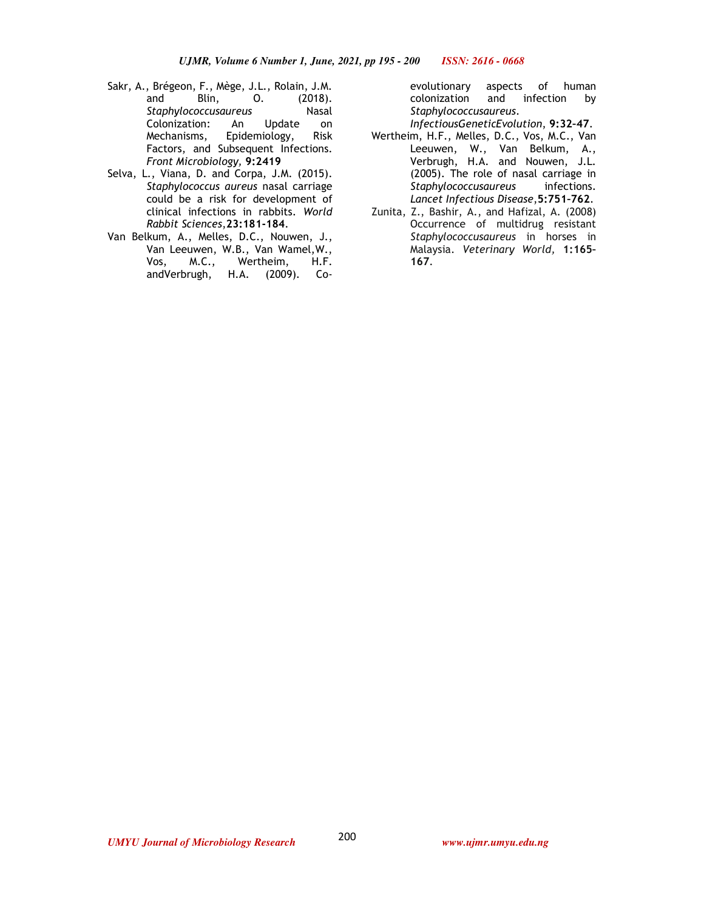Sakr, A., Brégeon, F., Mège, J.L., Rolain, J.M. and Blin, O. (2018). *Staphylococcusaureus* Nasal Colonization: An Update on Mechanisms, Epidemiology, Risk Factors, and Subsequent Infections. *Front Microbiology*, **9:2419**

Selva, L., Viana, D. and Corpa, J.M. (2015). *Staphylococcus aureus* nasal carriage could be a risk for development of clinical infections in rabbits. *World Rabbit Sciences*,**23:181-184**.

Van Belkum, A., Melles, D.C., Nouwen, J., Van Leeuwen, W.B., Van Wamel,W., Vos, M.C., Wertheim, H.F. andVerbrugh, H.A. (2009). Co-evolutionary aspects of human colonization and infection by *Staphylococcusaureus*. *InfectiousGeneticEvolution*, **9:32-47**.

Wertheim, H.F., Melles, D.C., Vos, M.C., Van Leeuwen, W., Van Belkum, A., Verbrugh, H.A. and Nouwen, J.L. (2005). The role of nasal carriage in *Staphylococcusaureus* infections. *Lancet Infectious Disease*,**5:751-762**.

Zunita, Z., Bashir, A., and Hafizal, A. (2008) Occurrence of multidrug resistant *Staphylococcusaureus* in horses in Malaysia. *Veterinary World*, **1:165-167**.